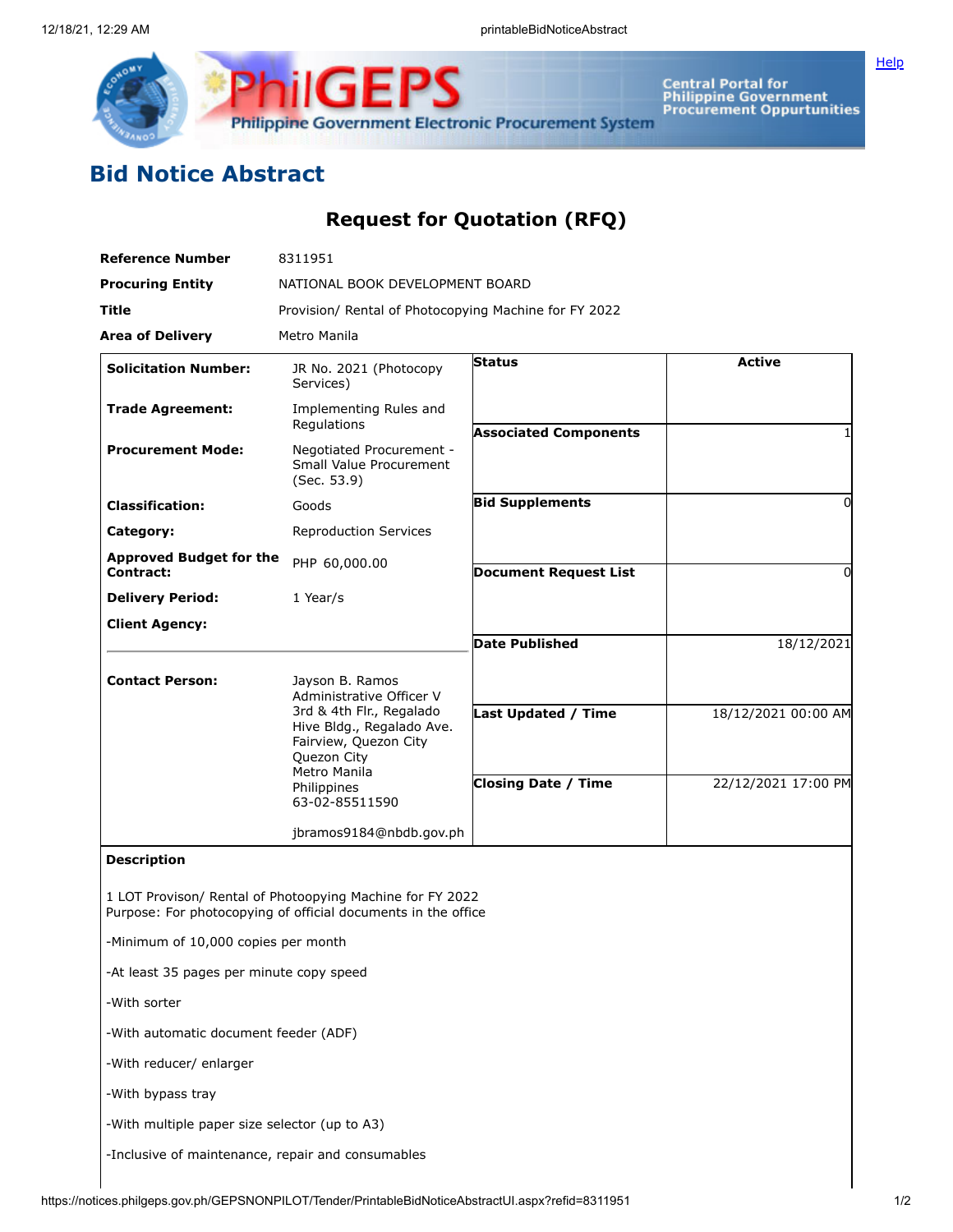# Bid Notice Abstract

## Request for Quotation (RFQ)

| | |
|---|---|
| **Reference Number** | 8311951 |
| **Procuring Entity** | NATIONAL BOOK DEVELOPMENT BOARD |
| **Title** | Provision/ Rental of Photocopying Machine for FY 2022 |
| **Area of Delivery** | Metro Manila |

| | | | |
|---|---|---|---|
| **Solicitation Number:** | JR No. 2021 (Photocopy Services) | **Status** | Active |
| **Trade Agreement:** | Implementing Rules and Regulations | **Associated Components** | 1 |
| **Procurement Mode:** | Negotiated Procurement - Small Value Procurement (Sec. 53.9) | **Bid Supplements** | 0 |
| **Classification:** | Goods | **Document Request List** | 0 |
| **Category:** | Reproduction Services | **Date Published** | 18/12/2021 |
| **Approved Budget for the Contract:** | PHP 60,000.00 | **Last Updated / Time** | 18/12/2021 00:00 AM |
| **Delivery Period:** | 1 Year/s | **Closing Date / Time** | 22/12/2021 17:00 PM |
| **Client Agency:** | | | |
| **Contact Person:** | Jayson B. Ramos<br>Administrative Officer V<br>3rd & 4th Flr., Regalado Hive Bldg., Regalado Ave. Fairview, Quezon City<br>Quezon City<br>Metro Manila<br>Philippines<br>63-02-85511590<br><br>jbramos9184@nbdb.gov.ph | | |

**Description**

1 LOT Provison/ Rental of Photoopying Machine for FY 2022
Purpose: For photocopying of official documents in the office

-Minimum of 10,000 copies per month

-At least 35 pages per minute copy speed

-With sorter

-With automatic document feeder (ADF)

-With reducer/ enlarger

-With bypass tray

-With multiple paper size selector (up to A3)

-Inclusive of maintenance, repair and consumables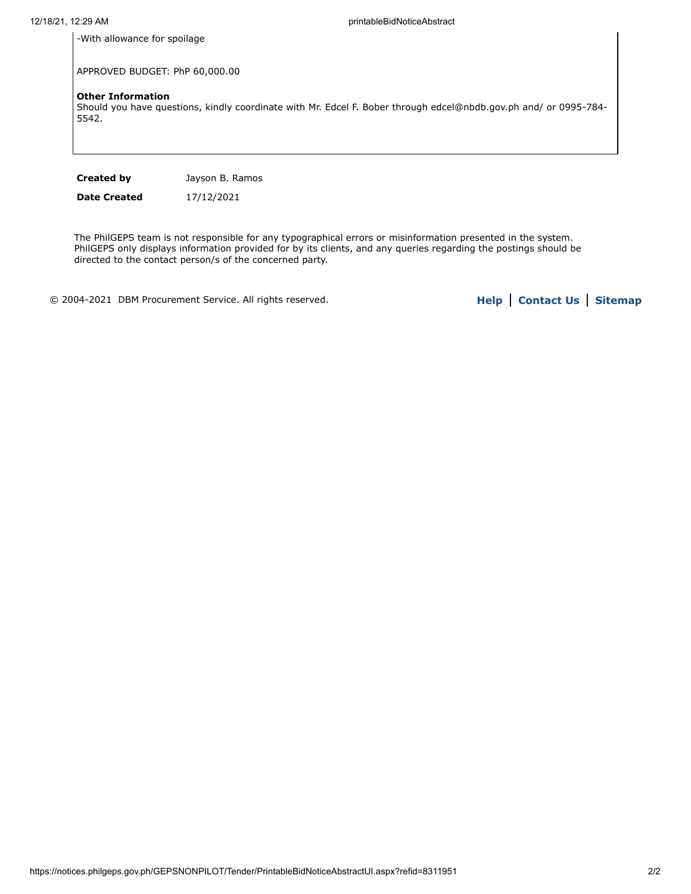-With allowance for spoilage

APPROVED BUDGET: PhP 60,000.00

**Other Information**

Should you have questions, kindly coordinate with Mr. Edcel F. Bober through edcel@nbdb.gov.ph and/ or 0995-784-5542.

| | |
|---|---|
| **Created by** | Jayson B. Ramos |
| **Date Created** | 17/12/2021 |

The PhilGEPS team is not responsible for any typographical errors or misinformation presented in the system. PhilGEPS only displays information provided for by its clients, and any queries regarding the postings should be directed to the contact person/s of the concerned party.

© 2004-2021 DBM Procurement Service. All rights reserved.

**Help** | **Contact Us** | **Sitemap**